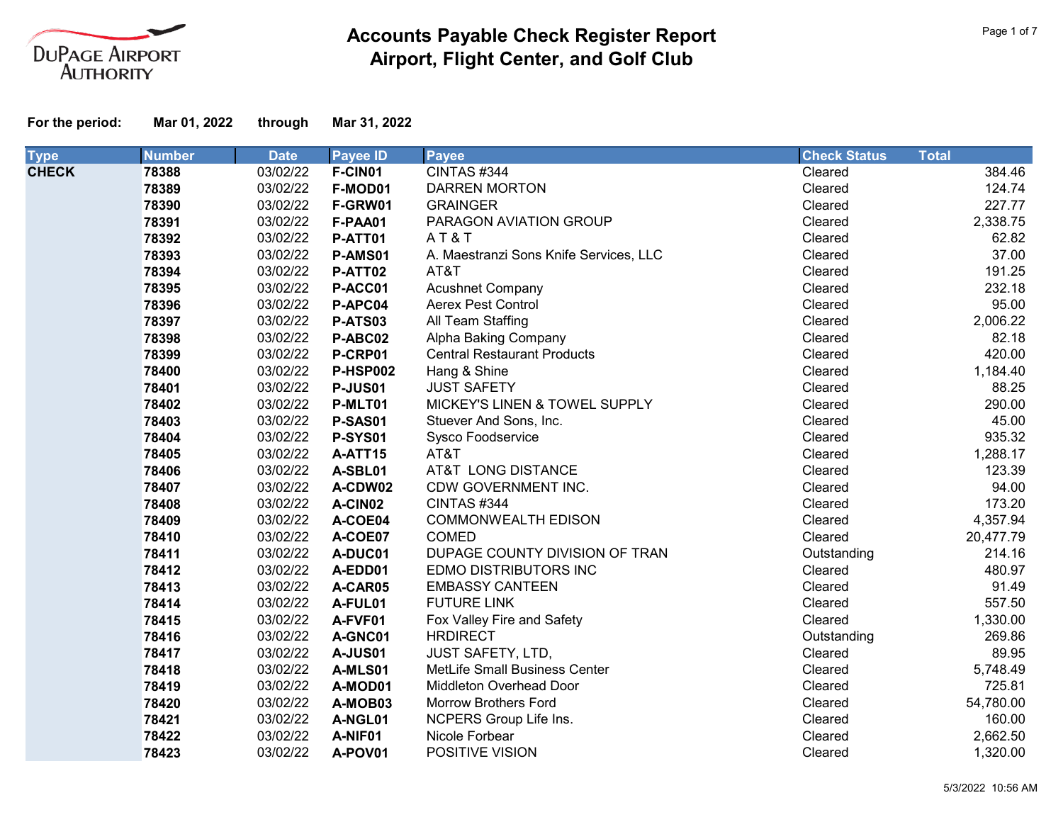DuPage Airport Authority

# Accounts Payable Check Register Report
## Airport, Flight Center, and Golf Club

**For the period:** **Mar 01, 2022** **through** **Mar 31, 2022**

| Type | Number | Date | Payee ID | Payee | Check Status | Total |
|---|---|---|---|---|---|---|
| **CHECK** | **78388** | 03/02/22 | **F-CIN01** | CINTAS #344 | Cleared | 384.46 |
| | **78389** | 03/02/22 | **F-MOD01** | DARREN MORTON | Cleared | 124.74 |
| | **78390** | 03/02/22 | **F-GRW01** | GRAINGER | Cleared | 227.77 |
| | **78391** | 03/02/22 | **F-PAA01** | PARAGON AVIATION GROUP | Cleared | 2,338.75 |
| | **78392** | 03/02/22 | **P-ATT01** | A T & T | Cleared | 62.82 |
| | **78393** | 03/02/22 | **P-AMS01** | A. Maestranzi Sons Knife Services, LLC | Cleared | 37.00 |
| | **78394** | 03/02/22 | **P-ATT02** | AT&T | Cleared | 191.25 |
| | **78395** | 03/02/22 | **P-ACC01** | Acushnet Company | Cleared | 232.18 |
| | **78396** | 03/02/22 | **P-APC04** | Aerex Pest Control | Cleared | 95.00 |
| | **78397** | 03/02/22 | **P-ATS03** | All Team Staffing | Cleared | 2,006.22 |
| | **78398** | 03/02/22 | **P-ABC02** | Alpha Baking Company | Cleared | 82.18 |
| | **78399** | 03/02/22 | **P-CRP01** | Central Restaurant Products | Cleared | 420.00 |
| | **78400** | 03/02/22 | **P-HSP002** | Hang & Shine | Cleared | 1,184.40 |
| | **78401** | 03/02/22 | **P-JUS01** | JUST SAFETY | Cleared | 88.25 |
| | **78402** | 03/02/22 | **P-MLT01** | MICKEY'S LINEN & TOWEL SUPPLY | Cleared | 290.00 |
| | **78403** | 03/02/22 | **P-SAS01** | Stuever And Sons, Inc. | Cleared | 45.00 |
| | **78404** | 03/02/22 | **P-SYS01** | Sysco Foodservice | Cleared | 935.32 |
| | **78405** | 03/02/22 | **A-ATT15** | AT&T | Cleared | 1,288.17 |
| | **78406** | 03/02/22 | **A-SBL01** | AT&T LONG DISTANCE | Cleared | 123.39 |
| | **78407** | 03/02/22 | **A-CDW02** | CDW GOVERNMENT INC. | Cleared | 94.00 |
| | **78408** | 03/02/22 | **A-CIN02** | CINTAS #344 | Cleared | 173.20 |
| | **78409** | 03/02/22 | **A-COE04** | COMMONWEALTH EDISON | Cleared | 4,357.94 |
| | **78410** | 03/02/22 | **A-COE07** | COMED | Cleared | 20,477.79 |
| | **78411** | 03/02/22 | **A-DUC01** | DUPAGE COUNTY DIVISION OF TRAN | Outstanding | 214.16 |
| | **78412** | 03/02/22 | **A-EDD01** | EDMO DISTRIBUTORS INC | Cleared | 480.97 |
| | **78413** | 03/02/22 | **A-CAR05** | EMBASSY CANTEEN | Cleared | 91.49 |
| | **78414** | 03/02/22 | **A-FUL01** | FUTURE LINK | Cleared | 557.50 |
| | **78415** | 03/02/22 | **A-FVF01** | Fox Valley Fire and Safety | Cleared | 1,330.00 |
| | **78416** | 03/02/22 | **A-GNC01** | HRDIRECT | Outstanding | 269.86 |
| | **78417** | 03/02/22 | **A-JUS01** | JUST SAFETY, LTD, | Cleared | 89.95 |
| | **78418** | 03/02/22 | **A-MLS01** | MetLife Small Business Center | Cleared | 5,748.49 |
| | **78419** | 03/02/22 | **A-MOD01** | Middleton Overhead Door | Cleared | 725.81 |
| | **78420** | 03/02/22 | **A-MOB03** | Morrow Brothers Ford | Cleared | 54,780.00 |
| | **78421** | 03/02/22 | **A-NGL01** | NCPERS Group Life Ins. | Cleared | 160.00 |
| | **78422** | 03/02/22 | **A-NIF01** | Nicole Forbear | Cleared | 2,662.50 |
| | **78423** | 03/02/22 | **A-POV01** | POSITIVE VISION | Cleared | 1,320.00 |

5/3/2022 10:56 AM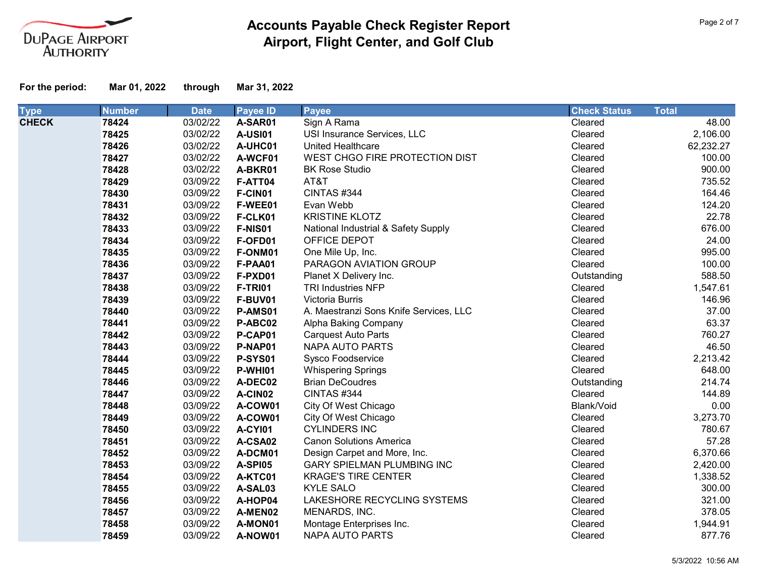# Accounts Payable Check Register Report
## Airport, Flight Center, and Golf Club

DuPage Airport Authority

**For the period:** **Mar 01, 2022** **through** **Mar 31, 2022**

| Type | Number | Date | Payee ID | Payee | Check Status | Total |
|---|---|---|---|---|---|---|
| **CHECK** | **78424** | 03/02/22 | **A-SAR01** | Sign A Rama | Cleared | 48.00 |
| | **78425** | 03/02/22 | **A-USI01** | USI Insurance Services, LLC | Cleared | 2,106.00 |
| | **78426** | 03/02/22 | **A-UHC01** | United Healthcare | Cleared | 62,232.27 |
| | **78427** | 03/02/22 | **A-WCF01** | WEST CHGO FIRE PROTECTION DIST | Cleared | 100.00 |
| | **78428** | 03/02/22 | **A-BKR01** | BK Rose Studio | Cleared | 900.00 |
| | **78429** | 03/09/22 | **F-ATT04** | AT&T | Cleared | 735.52 |
| | **78430** | 03/09/22 | **F-CIN01** | CINTAS #344 | Cleared | 164.46 |
| | **78431** | 03/09/22 | **F-WEE01** | Evan Webb | Cleared | 124.20 |
| | **78432** | 03/09/22 | **F-CLK01** | KRISTINE KLOTZ | Cleared | 22.78 |
| | **78433** | 03/09/22 | **F-NIS01** | National Industrial & Safety Supply | Cleared | 676.00 |
| | **78434** | 03/09/22 | **F-OFD01** | OFFICE DEPOT | Cleared | 24.00 |
| | **78435** | 03/09/22 | **F-ONM01** | One Mile Up, Inc. | Cleared | 995.00 |
| | **78436** | 03/09/22 | **F-PAA01** | PARAGON AVIATION GROUP | Cleared | 100.00 |
| | **78437** | 03/09/22 | **F-PXD01** | Planet X Delivery Inc. | Outstanding | 588.50 |
| | **78438** | 03/09/22 | **F-TRI01** | TRI Industries NFP | Cleared | 1,547.61 |
| | **78439** | 03/09/22 | **F-BUV01** | Victoria Burris | Cleared | 146.96 |
| | **78440** | 03/09/22 | **P-AMS01** | A. Maestranzi Sons Knife Services, LLC | Cleared | 37.00 |
| | **78441** | 03/09/22 | **P-ABC02** | Alpha Baking Company | Cleared | 63.37 |
| | **78442** | 03/09/22 | **P-CAP01** | Carquest Auto Parts | Cleared | 760.27 |
| | **78443** | 03/09/22 | **P-NAP01** | NAPA AUTO PARTS | Cleared | 46.50 |
| | **78444** | 03/09/22 | **P-SYS01** | Sysco Foodservice | Cleared | 2,213.42 |
| | **78445** | 03/09/22 | **P-WHI01** | Whispering Springs | Cleared | 648.00 |
| | **78446** | 03/09/22 | **A-DEC02** | Brian DeCoudres | Outstanding | 214.74 |
| | **78447** | 03/09/22 | **A-CIN02** | CINTAS #344 | Cleared | 144.89 |
| | **78448** | 03/09/22 | **A-COW01** | City Of West Chicago | Blank/Void | 0.00 |
| | **78449** | 03/09/22 | **A-COW01** | City Of West Chicago | Cleared | 3,273.70 |
| | **78450** | 03/09/22 | **A-CYI01** | CYLINDERS INC | Cleared | 780.67 |
| | **78451** | 03/09/22 | **A-CSA02** | Canon Solutions America | Cleared | 57.28 |
| | **78452** | 03/09/22 | **A-DCM01** | Design Carpet and More, Inc. | Cleared | 6,370.66 |
| | **78453** | 03/09/22 | **A-SPI05** | GARY SPIELMAN PLUMBING INC | Cleared | 2,420.00 |
| | **78454** | 03/09/22 | **A-KTC01** | KRAGE'S TIRE CENTER | Cleared | 1,338.52 |
| | **78455** | 03/09/22 | **A-SAL03** | KYLE SALO | Cleared | 300.00 |
| | **78456** | 03/09/22 | **A-HOP04** | LAKESHORE RECYCLING SYSTEMS | Cleared | 321.00 |
| | **78457** | 03/09/22 | **A-MEN02** | MENARDS, INC. | Cleared | 378.05 |
| | **78458** | 03/09/22 | **A-MON01** | Montage Enterprises Inc. | Cleared | 1,944.91 |
| | **78459** | 03/09/22 | **A-NOW01** | NAPA AUTO PARTS | Cleared | 877.76 |

5/3/2022 10:56 AM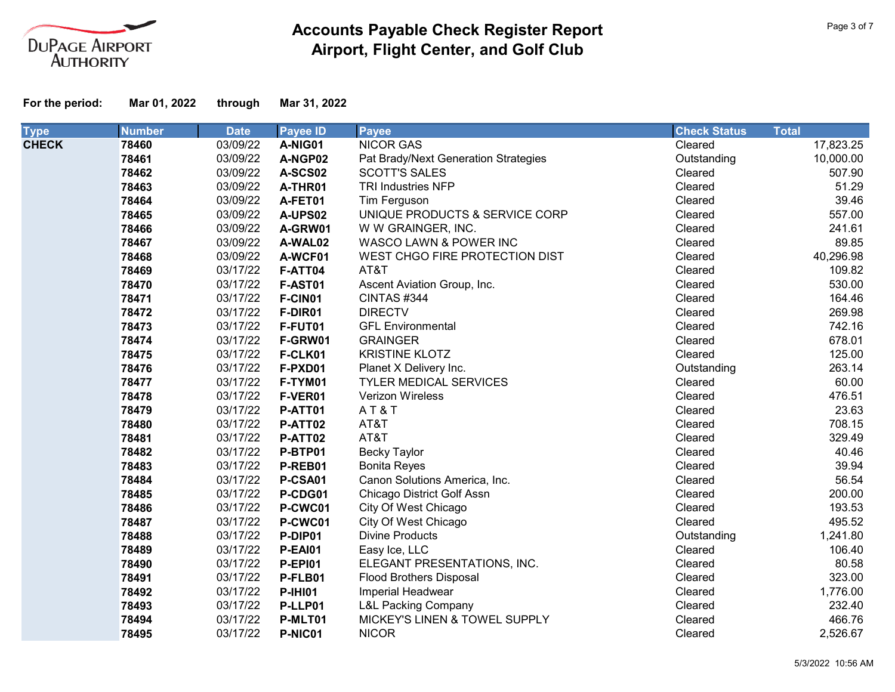# Accounts Payable Check Register Report
## Airport, Flight Center, and Golf Club

**For the period:** **Mar 01, 2022** **through** **Mar 31, 2022**

| Type | Number | Date | Payee ID | Payee | Check Status | Total |
|---|---|---|---|---|---|---|
| **CHECK** | **78460** | 03/09/22 | **A-NIG01** | NICOR GAS | Cleared | 17,823.25 |
| | **78461** | 03/09/22 | **A-NGP02** | Pat Brady/Next Generation Strategies | Outstanding | 10,000.00 |
| | **78462** | 03/09/22 | **A-SCS02** | SCOTT'S SALES | Cleared | 507.90 |
| | **78463** | 03/09/22 | **A-THR01** | TRI Industries NFP | Cleared | 51.29 |
| | **78464** | 03/09/22 | **A-FET01** | Tim Ferguson | Cleared | 39.46 |
| | **78465** | 03/09/22 | **A-UPS02** | UNIQUE PRODUCTS & SERVICE CORP | Cleared | 557.00 |
| | **78466** | 03/09/22 | **A-GRW01** | W W GRAINGER, INC. | Cleared | 241.61 |
| | **78467** | 03/09/22 | **A-WAL02** | WASCO LAWN & POWER INC | Cleared | 89.85 |
| | **78468** | 03/09/22 | **A-WCF01** | WEST CHGO FIRE PROTECTION DIST | Cleared | 40,296.98 |
| | **78469** | 03/17/22 | **F-ATT04** | AT&T | Cleared | 109.82 |
| | **78470** | 03/17/22 | **F-AST01** | Ascent Aviation Group, Inc. | Cleared | 530.00 |
| | **78471** | 03/17/22 | **F-CIN01** | CINTAS #344 | Cleared | 164.46 |
| | **78472** | 03/17/22 | **F-DIR01** | DIRECTV | Cleared | 269.98 |
| | **78473** | 03/17/22 | **F-FUT01** | GFL Environmental | Cleared | 742.16 |
| | **78474** | 03/17/22 | **F-GRW01** | GRAINGER | Cleared | 678.01 |
| | **78475** | 03/17/22 | **F-CLK01** | KRISTINE KLOTZ | Cleared | 125.00 |
| | **78476** | 03/17/22 | **F-PXD01** | Planet X Delivery Inc. | Outstanding | 263.14 |
| | **78477** | 03/17/22 | **F-TYM01** | TYLER MEDICAL SERVICES | Cleared | 60.00 |
| | **78478** | 03/17/22 | **F-VER01** | Verizon Wireless | Cleared | 476.51 |
| | **78479** | 03/17/22 | **P-ATT01** | A T & T | Cleared | 23.63 |
| | **78480** | 03/17/22 | **P-ATT02** | AT&T | Cleared | 708.15 |
| | **78481** | 03/17/22 | **P-ATT02** | AT&T | Cleared | 329.49 |
| | **78482** | 03/17/22 | **P-BTP01** | Becky Taylor | Cleared | 40.46 |
| | **78483** | 03/17/22 | **P-REB01** | Bonita Reyes | Cleared | 39.94 |
| | **78484** | 03/17/22 | **P-CSA01** | Canon Solutions America, Inc. | Cleared | 56.54 |
| | **78485** | 03/17/22 | **P-CDG01** | Chicago District Golf Assn | Cleared | 200.00 |
| | **78486** | 03/17/22 | **P-CWC01** | City Of West Chicago | Cleared | 193.53 |
| | **78487** | 03/17/22 | **P-CWC01** | City Of West Chicago | Cleared | 495.52 |
| | **78488** | 03/17/22 | **P-DIP01** | Divine Products | Outstanding | 1,241.80 |
| | **78489** | 03/17/22 | **P-EAI01** | Easy Ice, LLC | Cleared | 106.40 |
| | **78490** | 03/17/22 | **P-EPI01** | ELEGANT PRESENTATIONS, INC. | Cleared | 80.58 |
| | **78491** | 03/17/22 | **P-FLB01** | Flood Brothers Disposal | Cleared | 323.00 |
| | **78492** | 03/17/22 | **P-IHI01** | Imperial Headwear | Cleared | 1,776.00 |
| | **78493** | 03/17/22 | **P-LLP01** | L&L Packing Company | Cleared | 232.40 |
| | **78494** | 03/17/22 | **P-MLT01** | MICKEY'S LINEN & TOWEL SUPPLY | Cleared | 466.76 |
| | **78495** | 03/17/22 | **P-NIC01** | NICOR | Cleared | 2,526.67 |

5/3/2022 10:56 AM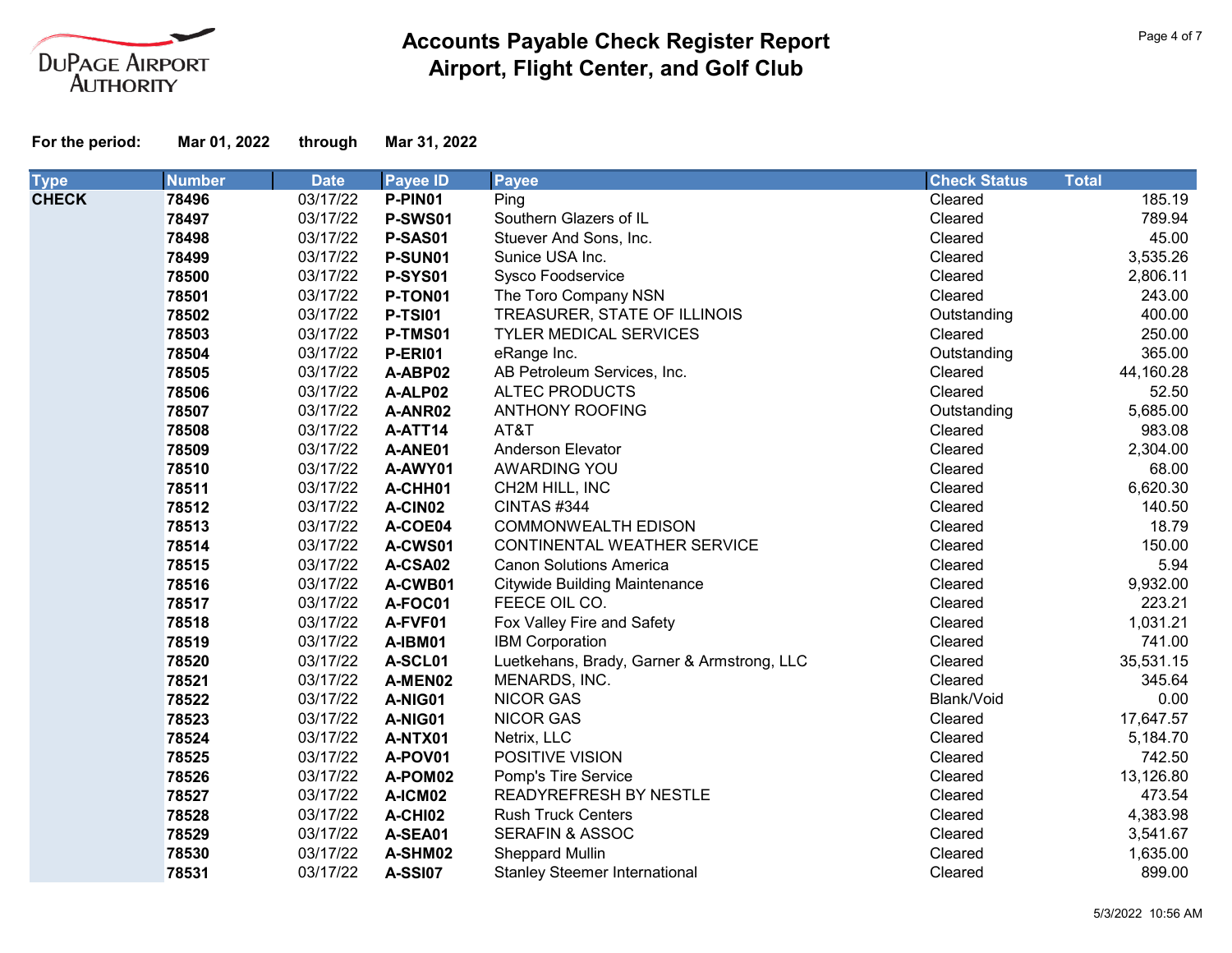# Accounts Payable Check Register Report
## Airport, Flight Center, and Golf Club

DuPage Airport Authority

**For the period:** **Mar 01, 2022** through **Mar 31, 2022**

| Type | Number | Date | Payee ID | Payee | Check Status | Total |
|---|---|---|---|---|---|---|
| **CHECK** | **78496** | 03/17/22 | **P-PIN01** | Ping | Cleared | 185.19 |
| | **78497** | 03/17/22 | **P-SWS01** | Southern Glazers of IL | Cleared | 789.94 |
| | **78498** | 03/17/22 | **P-SAS01** | Stuever And Sons, Inc. | Cleared | 45.00 |
| | **78499** | 03/17/22 | **P-SUN01** | Sunice USA Inc. | Cleared | 3,535.26 |
| | **78500** | 03/17/22 | **P-SYS01** | Sysco Foodservice | Cleared | 2,806.11 |
| | **78501** | 03/17/22 | **P-TON01** | The Toro Company NSN | Cleared | 243.00 |
| | **78502** | 03/17/22 | **P-TSI01** | TREASURER, STATE OF ILLINOIS | Outstanding | 400.00 |
| | **78503** | 03/17/22 | **P-TMS01** | TYLER MEDICAL SERVICES | Cleared | 250.00 |
| | **78504** | 03/17/22 | **P-ERI01** | eRange Inc. | Outstanding | 365.00 |
| | **78505** | 03/17/22 | **A-ABP02** | AB Petroleum Services, Inc. | Cleared | 44,160.28 |
| | **78506** | 03/17/22 | **A-ALP02** | ALTEC PRODUCTS | Cleared | 52.50 |
| | **78507** | 03/17/22 | **A-ANR02** | ANTHONY ROOFING | Outstanding | 5,685.00 |
| | **78508** | 03/17/22 | **A-ATT14** | AT&T | Cleared | 983.08 |
| | **78509** | 03/17/22 | **A-ANE01** | Anderson Elevator | Cleared | 2,304.00 |
| | **78510** | 03/17/22 | **A-AWY01** | AWARDING YOU | Cleared | 68.00 |
| | **78511** | 03/17/22 | **A-CHH01** | CH2M HILL, INC | Cleared | 6,620.30 |
| | **78512** | 03/17/22 | **A-CIN02** | CINTAS #344 | Cleared | 140.50 |
| | **78513** | 03/17/22 | **A-COE04** | COMMONWEALTH EDISON | Cleared | 18.79 |
| | **78514** | 03/17/22 | **A-CWS01** | CONTINENTAL WEATHER SERVICE | Cleared | 150.00 |
| | **78515** | 03/17/22 | **A-CSA02** | Canon Solutions America | Cleared | 5.94 |
| | **78516** | 03/17/22 | **A-CWB01** | Citywide Building Maintenance | Cleared | 9,932.00 |
| | **78517** | 03/17/22 | **A-FOC01** | FEECE OIL CO. | Cleared | 223.21 |
| | **78518** | 03/17/22 | **A-FVF01** | Fox Valley Fire and Safety | Cleared | 1,031.21 |
| | **78519** | 03/17/22 | **A-IBM01** | IBM Corporation | Cleared | 741.00 |
| | **78520** | 03/17/22 | **A-SCL01** | Luetkehans, Brady, Garner & Armstrong, LLC | Cleared | 35,531.15 |
| | **78521** | 03/17/22 | **A-MEN02** | MENARDS, INC. | Cleared | 345.64 |
| | **78522** | 03/17/22 | **A-NIG01** | NICOR GAS | Blank/Void | 0.00 |
| | **78523** | 03/17/22 | **A-NIG01** | NICOR GAS | Cleared | 17,647.57 |
| | **78524** | 03/17/22 | **A-NTX01** | Netrix, LLC | Cleared | 5,184.70 |
| | **78525** | 03/17/22 | **A-POV01** | POSITIVE VISION | Cleared | 742.50 |
| | **78526** | 03/17/22 | **A-POM02** | Pomp's Tire Service | Cleared | 13,126.80 |
| | **78527** | 03/17/22 | **A-ICM02** | READYREFRESH BY NESTLE | Cleared | 473.54 |
| | **78528** | 03/17/22 | **A-CHI02** | Rush Truck Centers | Cleared | 4,383.98 |
| | **78529** | 03/17/22 | **A-SEA01** | SERAFIN & ASSOC | Cleared | 3,541.67 |
| | **78530** | 03/17/22 | **A-SHM02** | Sheppard Mullin | Cleared | 1,635.00 |
| | **78531** | 03/17/22 | **A-SSI07** | Stanley Steemer International | Cleared | 899.00 |

5/3/2022 10:56 AM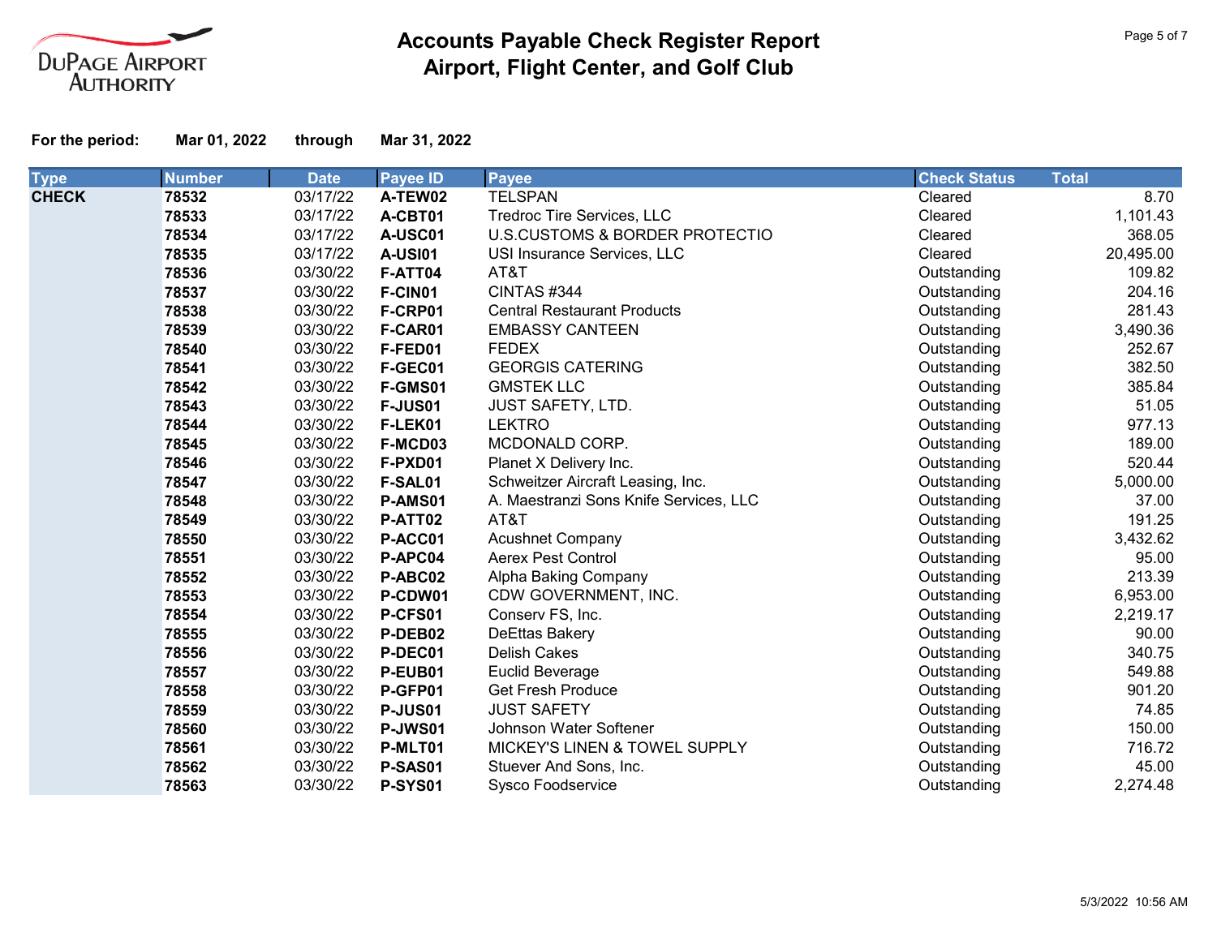# Accounts Payable Check Register Report
## Airport, Flight Center, and Golf Club

DuPage Airport Authority

**For the period: Mar 01, 2022 through Mar 31, 2022**

| Type | Number | Date | Payee ID | Payee | Check Status | Total |
|---|---|---|---|---|---|---|
| **CHECK** | **78532** | 03/17/22 | **A-TEW02** | TELSPAN | Cleared | 8.70 |
| | **78533** | 03/17/22 | **A-CBT01** | Tredroc Tire Services, LLC | Cleared | 1,101.43 |
| | **78534** | 03/17/22 | **A-USC01** | U.S.CUSTOMS & BORDER PROTECTIO | Cleared | 368.05 |
| | **78535** | 03/17/22 | **A-USI01** | USI Insurance Services, LLC | Cleared | 20,495.00 |
| | **78536** | 03/30/22 | **F-ATT04** | AT&T | Outstanding | 109.82 |
| | **78537** | 03/30/22 | **F-CIN01** | CINTAS #344 | Outstanding | 204.16 |
| | **78538** | 03/30/22 | **F-CRP01** | Central Restaurant Products | Outstanding | 281.43 |
| | **78539** | 03/30/22 | **F-CAR01** | EMBASSY CANTEEN | Outstanding | 3,490.36 |
| | **78540** | 03/30/22 | **F-FED01** | FEDEX | Outstanding | 252.67 |
| | **78541** | 03/30/22 | **F-GEC01** | GEORGIS CATERING | Outstanding | 382.50 |
| | **78542** | 03/30/22 | **F-GMS01** | GMSTEK LLC | Outstanding | 385.84 |
| | **78543** | 03/30/22 | **F-JUS01** | JUST SAFETY, LTD. | Outstanding | 51.05 |
| | **78544** | 03/30/22 | **F-LEK01** | LEKTRO | Outstanding | 977.13 |
| | **78545** | 03/30/22 | **F-MCD03** | MCDONALD CORP. | Outstanding | 189.00 |
| | **78546** | 03/30/22 | **F-PXD01** | Planet X Delivery Inc. | Outstanding | 520.44 |
| | **78547** | 03/30/22 | **F-SAL01** | Schweitzer Aircraft Leasing, Inc. | Outstanding | 5,000.00 |
| | **78548** | 03/30/22 | **P-AMS01** | A. Maestranzi Sons Knife Services, LLC | Outstanding | 37.00 |
| | **78549** | 03/30/22 | **P-ATT02** | AT&T | Outstanding | 191.25 |
| | **78550** | 03/30/22 | **P-ACC01** | Acushnet Company | Outstanding | 3,432.62 |
| | **78551** | 03/30/22 | **P-APC04** | Aerex Pest Control | Outstanding | 95.00 |
| | **78552** | 03/30/22 | **P-ABC02** | Alpha Baking Company | Outstanding | 213.39 |
| | **78553** | 03/30/22 | **P-CDW01** | CDW GOVERNMENT, INC. | Outstanding | 6,953.00 |
| | **78554** | 03/30/22 | **P-CFS01** | Conserv FS, Inc. | Outstanding | 2,219.17 |
| | **78555** | 03/30/22 | **P-DEB02** | DeEttas Bakery | Outstanding | 90.00 |
| | **78556** | 03/30/22 | **P-DEC01** | Delish Cakes | Outstanding | 340.75 |
| | **78557** | 03/30/22 | **P-EUB01** | Euclid Beverage | Outstanding | 549.88 |
| | **78558** | 03/30/22 | **P-GFP01** | Get Fresh Produce | Outstanding | 901.20 |
| | **78559** | 03/30/22 | **P-JUS01** | JUST SAFETY | Outstanding | 74.85 |
| | **78560** | 03/30/22 | **P-JWS01** | Johnson Water Softener | Outstanding | 150.00 |
| | **78561** | 03/30/22 | **P-MLT01** | MICKEY'S LINEN & TOWEL SUPPLY | Outstanding | 716.72 |
| | **78562** | 03/30/22 | **P-SAS01** | Stuever And Sons, Inc. | Outstanding | 45.00 |
| | **78563** | 03/30/22 | **P-SYS01** | Sysco Foodservice | Outstanding | 2,274.48 |

5/3/2022 10:56 AM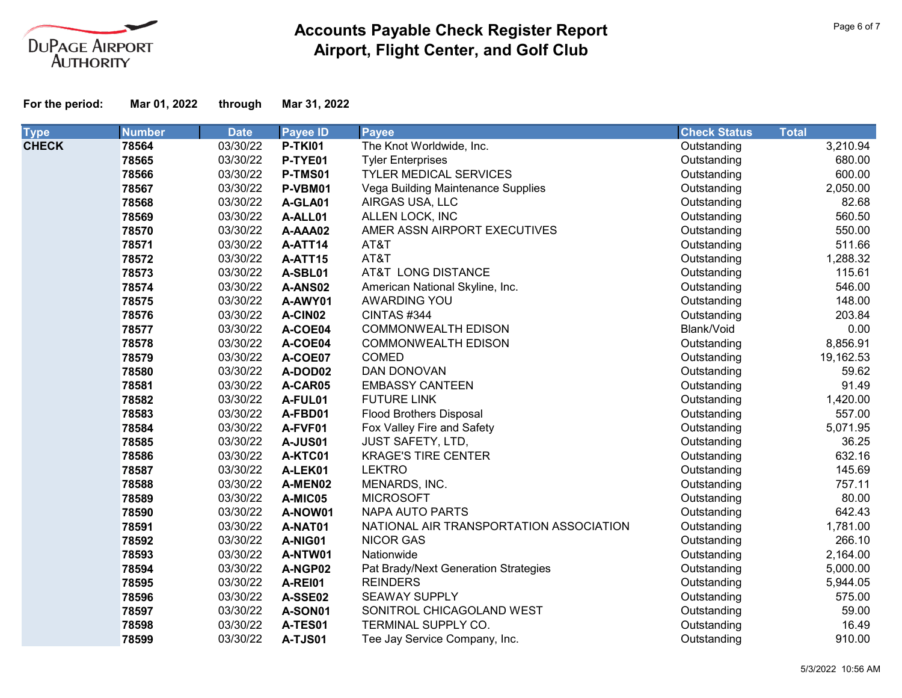DuPage Airport Authority

# Accounts Payable Check Register Report
## Airport, Flight Center, and Golf Club

**For the period:** **Mar 01, 2022** through **Mar 31, 2022**

| Type | Number | Date | Payee ID | Payee | Check Status | Total |
|---|---|---|---|---|---|---|
| **CHECK** | **78564** | 03/30/22 | **P-TKI01** | The Knot Worldwide, Inc. | Outstanding | 3,210.94 |
| | **78565** | 03/30/22 | **P-TYE01** | Tyler Enterprises | Outstanding | 680.00 |
| | **78566** | 03/30/22 | **P-TMS01** | TYLER MEDICAL SERVICES | Outstanding | 600.00 |
| | **78567** | 03/30/22 | **P-VBM01** | Vega Building Maintenance Supplies | Outstanding | 2,050.00 |
| | **78568** | 03/30/22 | **A-GLA01** | AIRGAS USA, LLC | Outstanding | 82.68 |
| | **78569** | 03/30/22 | **A-ALL01** | ALLEN LOCK, INC | Outstanding | 560.50 |
| | **78570** | 03/30/22 | **A-AAA02** | AMER ASSN AIRPORT EXECUTIVES | Outstanding | 550.00 |
| | **78571** | 03/30/22 | **A-ATT14** | AT&T | Outstanding | 511.66 |
| | **78572** | 03/30/22 | **A-ATT15** | AT&T | Outstanding | 1,288.32 |
| | **78573** | 03/30/22 | **A-SBL01** | AT&T LONG DISTANCE | Outstanding | 115.61 |
| | **78574** | 03/30/22 | **A-ANS02** | American National Skyline, Inc. | Outstanding | 546.00 |
| | **78575** | 03/30/22 | **A-AWY01** | AWARDING YOU | Outstanding | 148.00 |
| | **78576** | 03/30/22 | **A-CIN02** | CINTAS #344 | Outstanding | 203.84 |
| | **78577** | 03/30/22 | **A-COE04** | COMMONWEALTH EDISON | Blank/Void | 0.00 |
| | **78578** | 03/30/22 | **A-COE04** | COMMONWEALTH EDISON | Outstanding | 8,856.91 |
| | **78579** | 03/30/22 | **A-COE07** | COMED | Outstanding | 19,162.53 |
| | **78580** | 03/30/22 | **A-DOD02** | DAN DONOVAN | Outstanding | 59.62 |
| | **78581** | 03/30/22 | **A-CAR05** | EMBASSY CANTEEN | Outstanding | 91.49 |
| | **78582** | 03/30/22 | **A-FUL01** | FUTURE LINK | Outstanding | 1,420.00 |
| | **78583** | 03/30/22 | **A-FBD01** | Flood Brothers Disposal | Outstanding | 557.00 |
| | **78584** | 03/30/22 | **A-FVF01** | Fox Valley Fire and Safety | Outstanding | 5,071.95 |
| | **78585** | 03/30/22 | **A-JUS01** | JUST SAFETY, LTD, | Outstanding | 36.25 |
| | **78586** | 03/30/22 | **A-KTC01** | KRAGE'S TIRE CENTER | Outstanding | 632.16 |
| | **78587** | 03/30/22 | **A-LEK01** | LEKTRO | Outstanding | 145.69 |
| | **78588** | 03/30/22 | **A-MEN02** | MENARDS, INC. | Outstanding | 757.11 |
| | **78589** | 03/30/22 | **A-MIC05** | MICROSOFT | Outstanding | 80.00 |
| | **78590** | 03/30/22 | **A-NOW01** | NAPA AUTO PARTS | Outstanding | 642.43 |
| | **78591** | 03/30/22 | **A-NAT01** | NATIONAL AIR TRANSPORTATION ASSOCIATION | Outstanding | 1,781.00 |
| | **78592** | 03/30/22 | **A-NIG01** | NICOR GAS | Outstanding | 266.10 |
| | **78593** | 03/30/22 | **A-NTW01** | Nationwide | Outstanding | 2,164.00 |
| | **78594** | 03/30/22 | **A-NGP02** | Pat Brady/Next Generation Strategies | Outstanding | 5,000.00 |
| | **78595** | 03/30/22 | **A-REI01** | REINDERS | Outstanding | 5,944.05 |
| | **78596** | 03/30/22 | **A-SSE02** | SEAWAY SUPPLY | Outstanding | 575.00 |
| | **78597** | 03/30/22 | **A-SON01** | SONITROL CHICAGOLAND WEST | Outstanding | 59.00 |
| | **78598** | 03/30/22 | **A-TES01** | TERMINAL SUPPLY CO. | Outstanding | 16.49 |
| | **78599** | 03/30/22 | **A-TJS01** | Tee Jay Service Company, Inc. | Outstanding | 910.00 |

5/3/2022 10:56 AM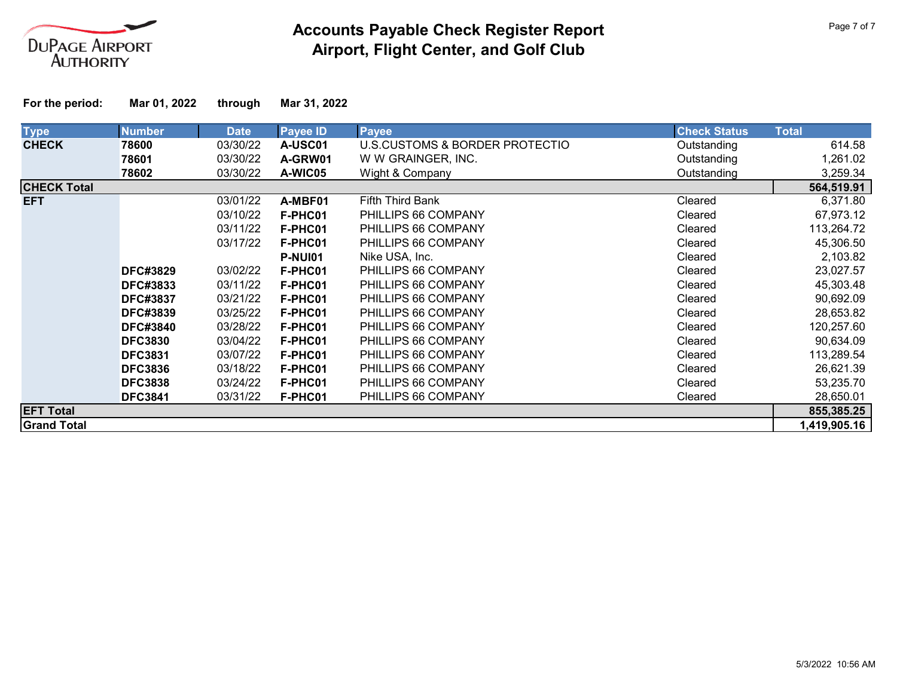# Accounts Payable Check Register Report
## Airport, Flight Center, and Golf Club

DuPage Airport Authority

**For the period:** **Mar 01, 2022** **through** **Mar 31, 2022**

| Type | Number | Date | Payee ID | Payee | Check Status | Total |
|---|---|---|---|---|---|---|
| **CHECK** | **78600** | 03/30/22 | **A-USC01** | U.S.CUSTOMS & BORDER PROTECTIO | Outstanding | 614.58 |
| | **78601** | 03/30/22 | **A-GRW01** | W W GRAINGER, INC. | Outstanding | 1,261.02 |
| | **78602** | 03/30/22 | **A-WIC05** | Wight & Company | Outstanding | 3,259.34 |
| **CHECK Total** | | | | | | **564,519.91** |
| **EFT** | | 03/01/22 | **A-MBF01** | Fifth Third Bank | Cleared | 6,371.80 |
| | | 03/10/22 | **F-PHC01** | PHILLIPS 66 COMPANY | Cleared | 67,973.12 |
| | | 03/11/22 | **F-PHC01** | PHILLIPS 66 COMPANY | Cleared | 113,264.72 |
| | | 03/17/22 | **F-PHC01** | PHILLIPS 66 COMPANY | Cleared | 45,306.50 |
| | | | **P-NUI01** | Nike USA, Inc. | Cleared | 2,103.82 |
| | **DFC#3829** | 03/02/22 | **F-PHC01** | PHILLIPS 66 COMPANY | Cleared | 23,027.57 |
| | **DFC#3833** | 03/11/22 | **F-PHC01** | PHILLIPS 66 COMPANY | Cleared | 45,303.48 |
| | **DFC#3837** | 03/21/22 | **F-PHC01** | PHILLIPS 66 COMPANY | Cleared | 90,692.09 |
| | **DFC#3839** | 03/25/22 | **F-PHC01** | PHILLIPS 66 COMPANY | Cleared | 28,653.82 |
| | **DFC#3840** | 03/28/22 | **F-PHC01** | PHILLIPS 66 COMPANY | Cleared | 120,257.60 |
| | **DFC3830** | 03/04/22 | **F-PHC01** | PHILLIPS 66 COMPANY | Cleared | 90,634.09 |
| | **DFC3831** | 03/07/22 | **F-PHC01** | PHILLIPS 66 COMPANY | Cleared | 113,289.54 |
| | **DFC3836** | 03/18/22 | **F-PHC01** | PHILLIPS 66 COMPANY | Cleared | 26,621.39 |
| | **DFC3838** | 03/24/22 | **F-PHC01** | PHILLIPS 66 COMPANY | Cleared | 53,235.70 |
| | **DFC3841** | 03/31/22 | **F-PHC01** | PHILLIPS 66 COMPANY | Cleared | 28,650.01 |
| **EFT Total** | | | | | | **855,385.25** |
| **Grand Total** | | | | | | **1,419,905.16** |

5/3/2022 10:56 AM